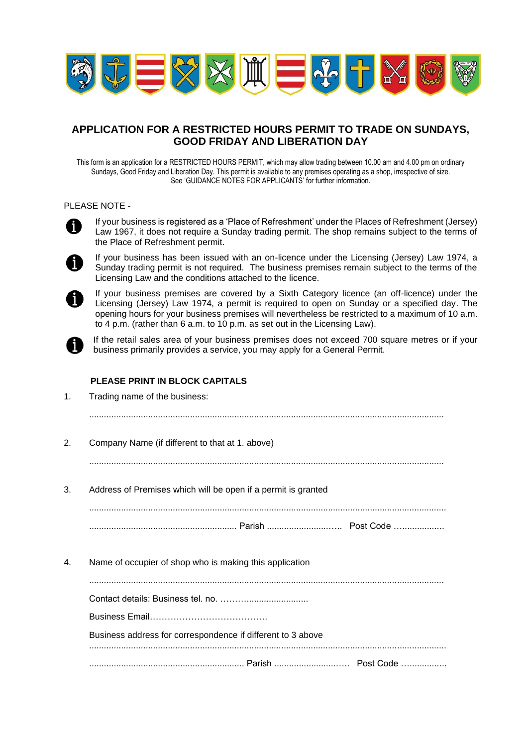# APPLICATION FOR A RESTRICTED HOURS PERMIT TO TRADE ON SUNDAYS, GOOD FRIDAY AND LIBERATION DAY

This form is an application for a RESTRICTED HOURS PERMIT, which may allow trading between 10.00 am and 4.00 pm on ordinary Sundays, Good Friday and Liberation Day. This permit is available to any premises operating as a shop, irrespective of size. See 'GUIDANCE NOTES FOR APPLICANTS' for further information.

PLEASE NOTE -

- If your business is registered as a 'Place of Refreshment' under the Places of Refreshment (Jersey) Law 1967, it does not require a Sunday trading permit. The shop remains subject to the terms of the Place of Refreshment permit.
- If your business has been issued with an on-licence under the Licensing (Jersey) Law 1974, a Sunday trading permit is not required. The business premises remain subject to the terms of the Licensing Law and the conditions attached to the licence.
- If your business premises are covered by a Sixth Category licence (an off-licence) under the Licensing (Jersey) Law 1974, a permit is required to open on Sunday or a specified day. The opening hours for your business premises will nevertheless be restricted to a maximum of 10 a.m. to 4 p.m. (rather than 6 a.m. to 10 p.m. as set out in the Licensing Law).
- If the retail sales area of your business premises does not exceed 700 square metres or if your business primarily provides a service, you may apply for a General Permit.

**PLEASE PRINT IN BLOCK CAPITALS**

1. Trading name of the business:

   ..............................................................................................................................................

2. Company Name (if different to that at 1. above)

   ..............................................................................................................................................

3. Address of Premises which will be open if a permit is granted

   ..............................................................................................................................................

   ............................................................ Parish ............................. Post Code ....................

4. Name of occupier of shop who is making this application

   ..............................................................................................................................................

   Contact details: Business tel. no. .................................

   Business Email.......................................

   Business address for correspondence if different to 3 above

   ..............................................................................................................................................

   .............................................................. Parish ............................. Post Code ..................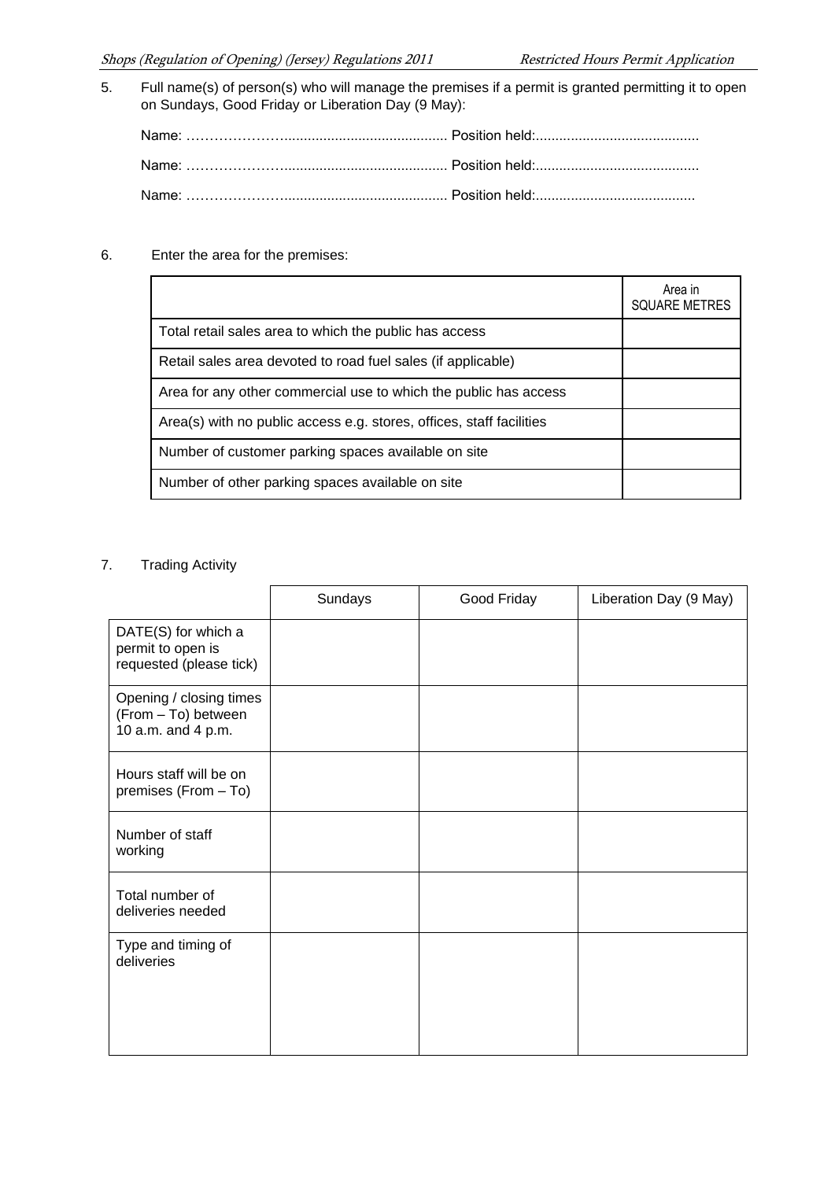5. Full name(s) of person(s) who will manage the premises if a permit is granted permitting it to open on Sundays, Good Friday or Liberation Day (9 May):

   Name: ……………………......................................... Position held:..........................................

   Name: ……………………......................................... Position held:..........................................

   Name: ……………………......................................... Position held:..........................................

6. Enter the area for the premises:

| | Area in SQUARE METRES |
|---|---|
| Total retail sales area to which the public has access | |
| Retail sales area devoted to road fuel sales (if applicable) | |
| Area for any other commercial use to which the public has access | |
| Area(s) with no public access e.g. stores, offices, staff facilities | |
| Number of customer parking spaces available on site | |
| Number of other parking spaces available on site | |

7. Trading Activity

| | Sundays | Good Friday | Liberation Day (9 May) |
|---|---|---|---|
| DATE(S) for which a permit to open is requested (please tick) | | | |
| Opening / closing times (From – To) between 10 a.m. and 4 p.m. | | | |
| Hours staff will be on premises (From – To) | | | |
| Number of staff working | | | |
| Total number of deliveries needed | | | |
| Type and timing of deliveries | | | |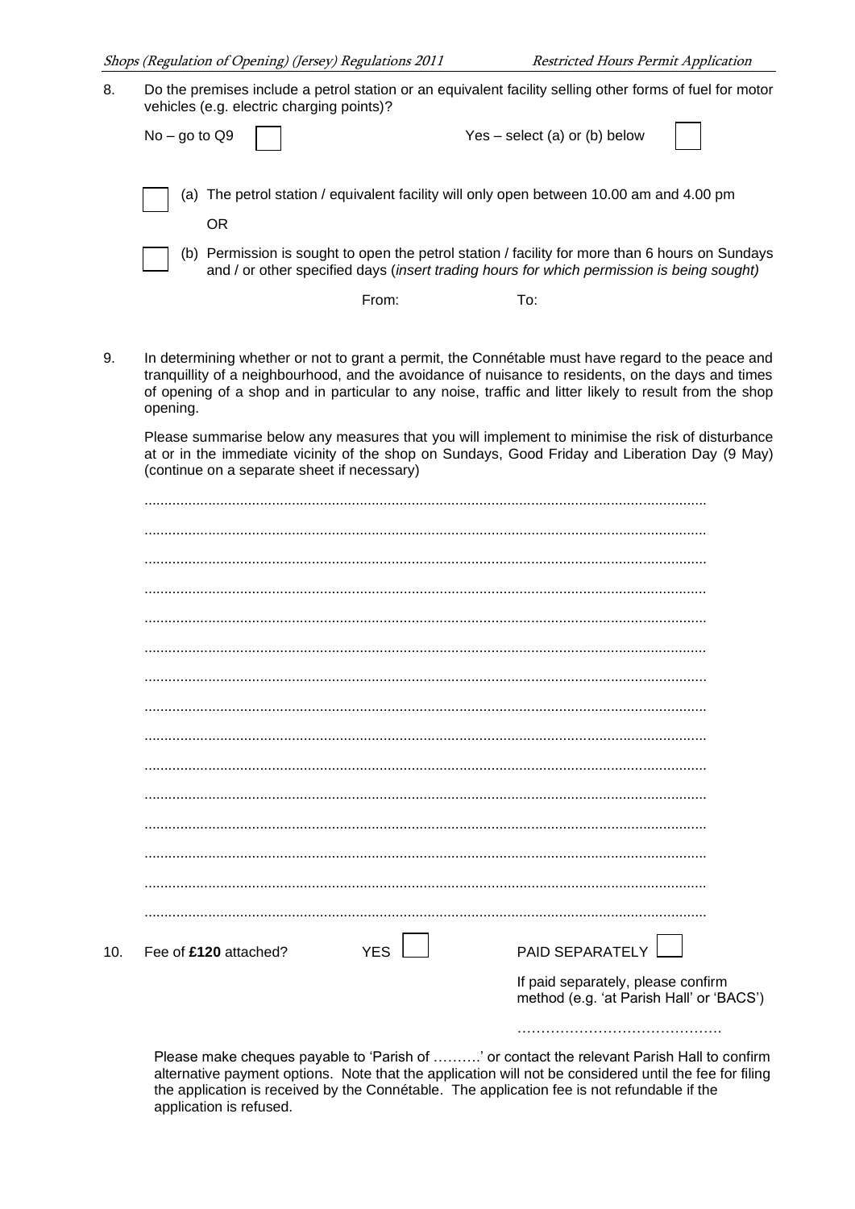8. Do the premises include a petrol station or an equivalent facility selling other forms of fuel for motor vehicles (e.g. electric charging points)?

   No – go to Q9 ☐ Yes – select (a) or (b) below ☐

   ☐ (a) The petrol station / equivalent facility will only open between 10.00 am and 4.00 pm

   OR

   ☐ (b) Permission is sought to open the petrol station / facility for more than 6 hours on Sundays and / or other specified days (*insert trading hours for which permission is being sought)*

   From: To:

9. In determining whether or not to grant a permit, the Connétable must have regard to the peace and tranquillity of a neighbourhood, and the avoidance of nuisance to residents, on the days and times of opening of a shop and in particular to any noise, traffic and litter likely to result from the shop opening.

   Please summarise below any measures that you will implement to minimise the risk of disturbance at or in the immediate vicinity of the shop on Sundays, Good Friday and Liberation Day (9 May) (continue on a separate sheet if necessary)

   ..........................................................................................................................................

   ..........................................................................................................................................

   ..........................................................................................................................................

   ..........................................................................................................................................

   ..........................................................................................................................................

   ..........................................................................................................................................

   ..........................................................................................................................................

   ..........................................................................................................................................

   ..........................................................................................................................................

   ..........................................................................................................................................

   ..........................................................................................................................................

   ..........................................................................................................................................

   ..........................................................................................................................................

   ..........................................................................................................................................

   ..........................................................................................................................................

10. Fee of **£120** attached? YES ☐ PAID SEPARATELY ☐

   If paid separately, please confirm method (e.g. 'at Parish Hall' or 'BACS')

   …………………………………….

   Please make cheques payable to 'Parish of ……….' or contact the relevant Parish Hall to confirm alternative payment options. Note that the application will not be considered until the fee for filing the application is received by the Connétable. The application fee is not refundable if the application is refused.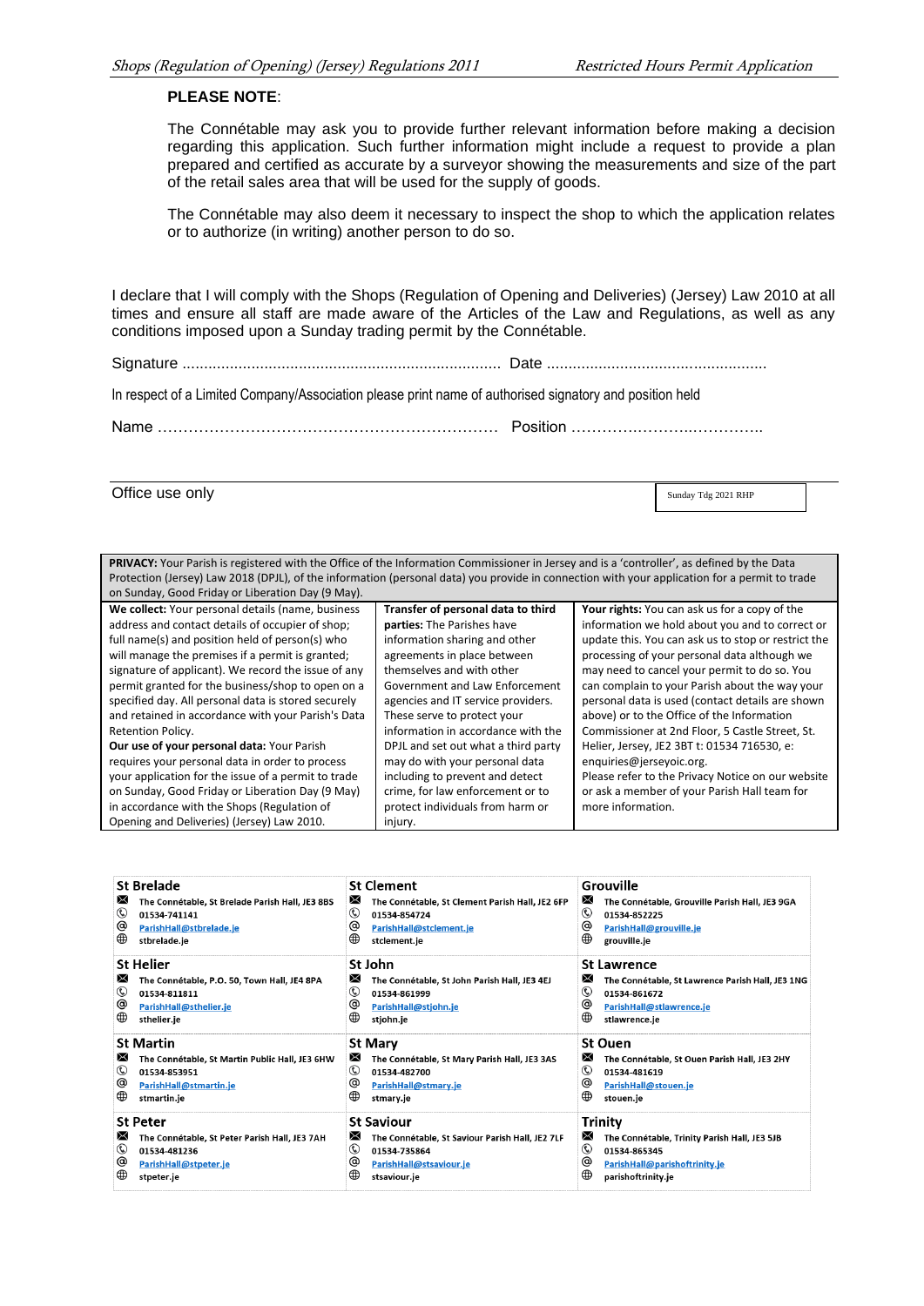**PLEASE NOTE**:

The Connétable may ask you to provide further relevant information before making a decision regarding this application. Such further information might include a request to provide a plan prepared and certified as accurate by a surveyor showing the measurements and size of the part of the retail sales area that will be used for the supply of goods.

The Connétable may also deem it necessary to inspect the shop to which the application relates or to authorize (in writing) another person to do so.

I declare that I will comply with the Shops (Regulation of Opening and Deliveries) (Jersey) Law 2010 at all times and ensure all staff are made aware of the Articles of the Law and Regulations, as well as any conditions imposed upon a Sunday trading permit by the Connétable.

Signature ......................................................................... Date ..................................................

In respect of a Limited Company/Association please print name of authorised signatory and position held

Name ………………………………………………………… Position …………..………..…………..

Office use only

Sunday Tdg 2021 RHP

**PRIVACY:** Your Parish is registered with the Office of the Information Commissioner in Jersey and is a 'controller', as defined by the Data Protection (Jersey) Law 2018 (DPJL), of the information (personal data) you provide in connection with your application for a permit to trade on Sunday, Good Friday or Liberation Day (9 May).

**We collect:** Your personal details (name, business address and contact details of occupier of shop; full name(s) and position held of person(s) who will manage the premises if a permit is granted; signature of applicant). We record the issue of any permit granted for the business/shop to open on a specified day. All personal data is stored securely and retained in accordance with your Parish's Data Retention Policy.

**Our use of your personal data:** Your Parish requires your personal data in order to process your application for the issue of a permit to trade on Sunday, Good Friday or Liberation Day (9 May) in accordance with the Shops (Regulation of Opening and Deliveries) (Jersey) Law 2010.

**Transfer of personal data to third parties:** The Parishes have information sharing and other agreements in place between themselves and with other Government and Law Enforcement agencies and IT service providers. These serve to protect your information in accordance with the DPJL and set out what a third party may do with your personal data including to prevent and detect crime, for law enforcement or to protect individuals from harm or injury.

**Your rights:** You can ask us for a copy of the information we hold about you and to correct or update this. You can ask us to stop or restrict the processing of your personal data although we may need to cancel your permit to do so. You can complain to your Parish about the way your personal data is used (contact details are shown above) or to the Office of the Information Commissioner at 2nd Floor, 5 Castle Street, St. Helier, Jersey, JE2 3BT t: 01534 716530, e: enquiries@jerseyoic.org.
Please refer to the Privacy Notice on our website or ask a member of your Parish Hall team for more information.

| | | |
|---|---|---|
| **St Brelade**<br>The Connétable, St Brelade Parish Hall, JE3 8BS<br>01534-741141<br>ParishHall@stbrelade.je<br>stbrelade.je | **St Clement**<br>The Connétable, St Clement Parish Hall, JE2 6FP<br>01534-854724<br>ParishHall@stclement.je<br>stclement.je | **Grouville**<br>The Connétable, Grouville Parish Hall, JE3 9GA<br>01534-852225<br>ParishHall@grouville.je<br>grouville.je |
| **St Helier**<br>The Connétable, P.O. 50, Town Hall, JE4 8PA<br>01534-811811<br>ParishHall@sthelier.je<br>sthelier.je | **St John**<br>The Connétable, St John Parish Hall, JE3 4EJ<br>01534-861999<br>ParishHall@stjohn.je<br>stjohn.je | **St Lawrence**<br>The Connétable, St Lawrence Parish Hall, JE3 1NG<br>01534-861672<br>ParishHall@stlawrence.je<br>stlawrence.je |
| **St Martin**<br>The Connétable, St Martin Public Hall, JE3 6HW<br>01534-853951<br>ParishHall@stmartin.je<br>stmartin.je | **St Mary**<br>The Connétable, St Mary Parish Hall, JE3 3AS<br>01534-482700<br>ParishHall@stmary.je<br>stmary.je | **St Ouen**<br>The Connétable, St Ouen Parish Hall, JE3 2HY<br>01534-481619<br>ParishHall@stouen.je<br>stouen.je |
| **St Peter**<br>The Connétable, St Peter Parish Hall, JE3 7AH<br>01534-481236<br>ParishHall@stpeter.je<br>stpeter.je | **St Saviour**<br>The Connétable, St Saviour Parish Hall, JE2 7LF<br>01534-735864<br>ParishHall@stsaviour.je<br>stsaviour.je | **Trinity**<br>The Connétable, Trinity Parish Hall, JE3 5JB<br>01534-865345<br>ParishHall@parishoftrinity.je<br>parishoftrinity.je |